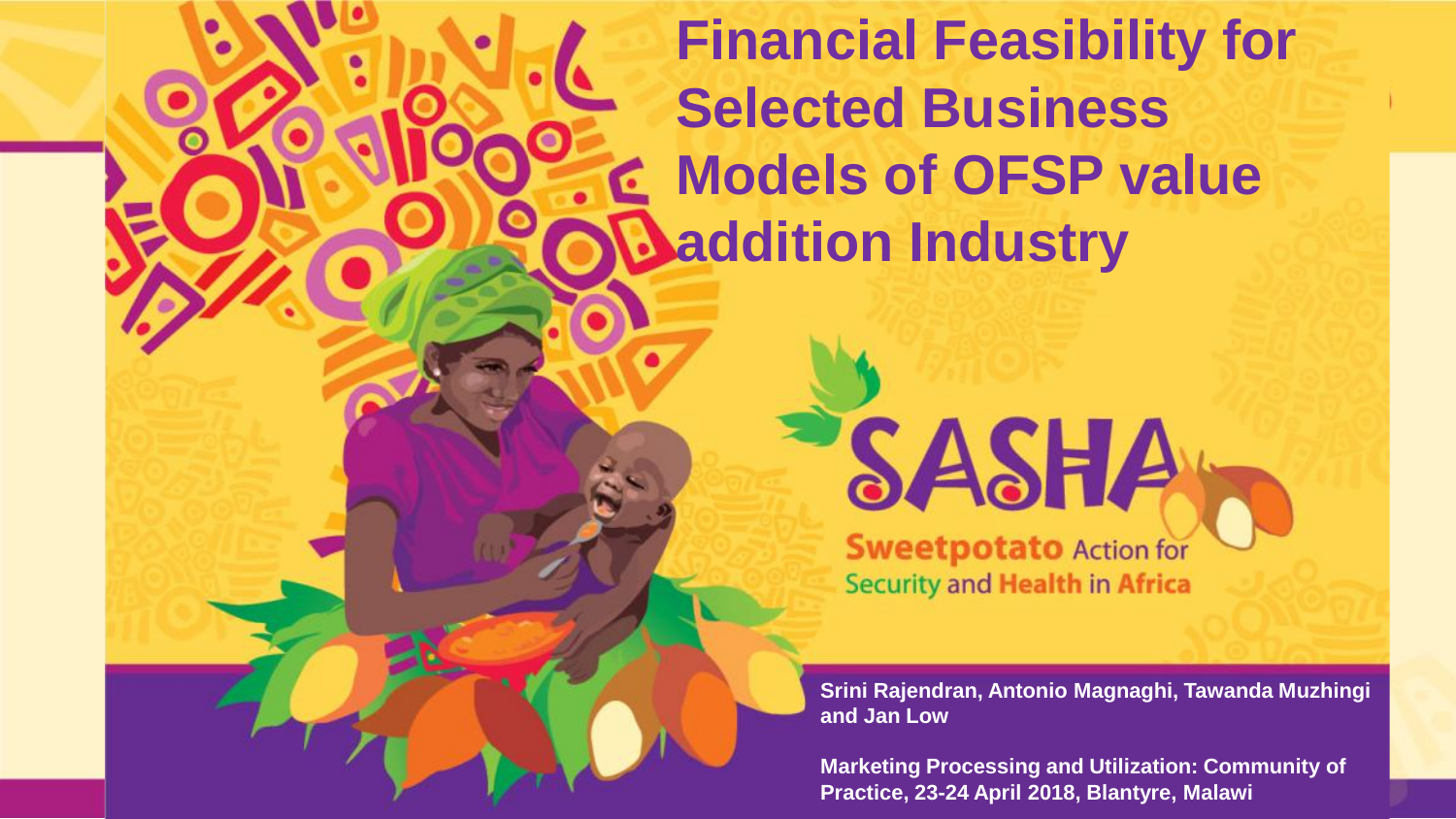# Financial Feasibility for Selected Business Models of OFSP value addition Industry

SASHA

Sweetpotato Action for Security and Health in Africa

**Srini Rajendran, Antonio Magnaghi, Tawanda Muzhingi and Jan Low**

**Marketing Processing and Utilization: Community of Practice, 23-24 April 2018, Blantyre, Malawi**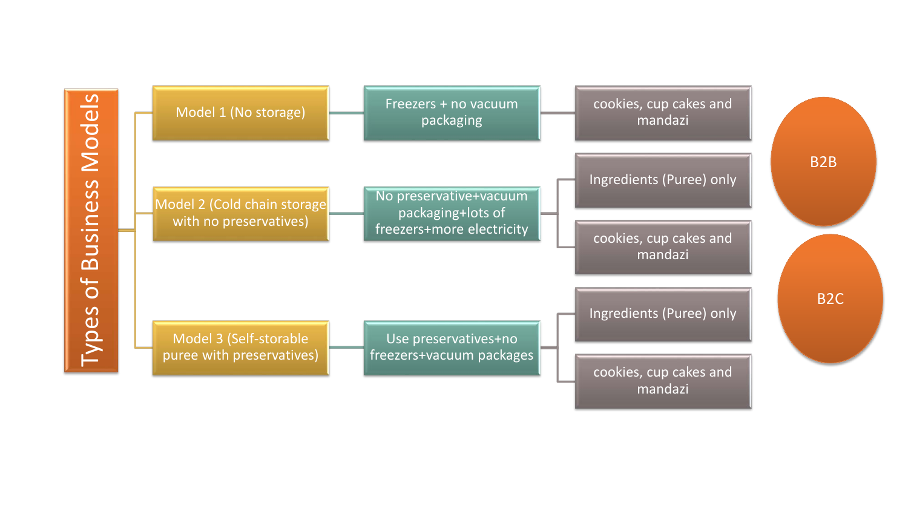# Types of Business Models

- **Model 1 (No storage)**
  - Freezers + no vacuum packaging
    - cookies, cup cakes and mandazi
- **Model 2 (Cold chain storage with no preservatives)**
  - No preservative+vacuum packaging+lots of freezers+more electricity
    - Ingredients (Puree) only
    - cookies, cup cakes and mandazi
- **Model 3 (Self-storable puree with preservatives)**
  - Use preservatives+no freezers+vacuum packages
    - Ingredients (Puree) only
    - cookies, cup cakes and mandazi

B2B

B2C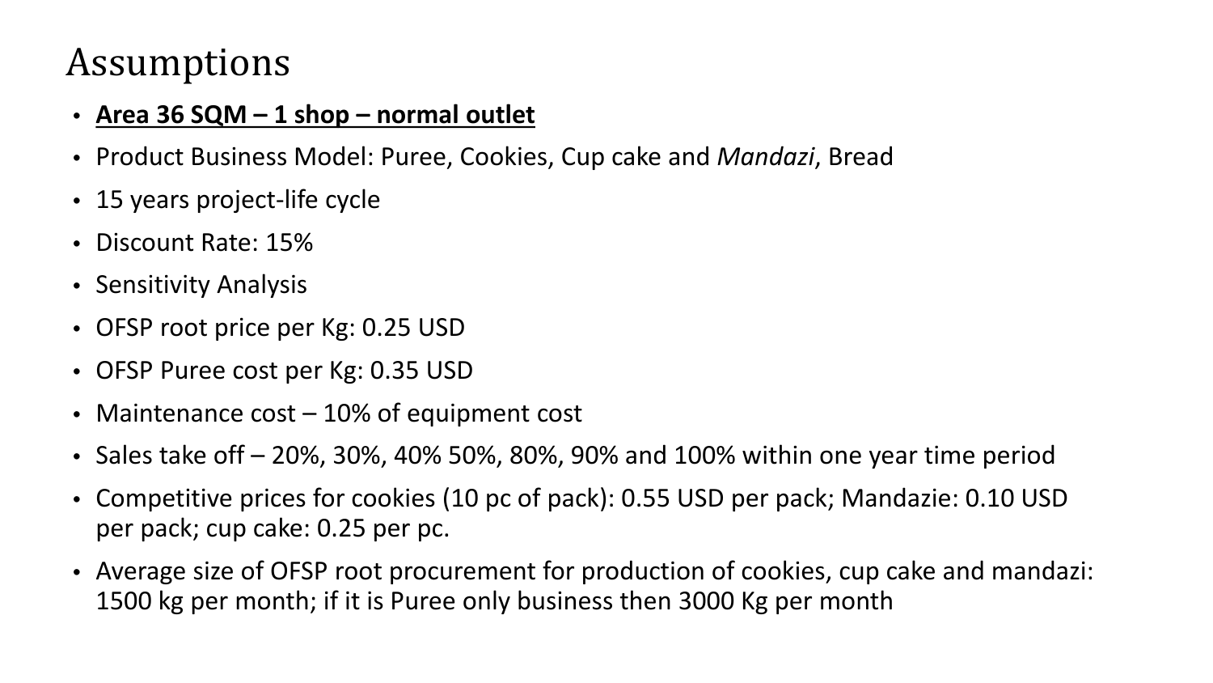# Assumptions

- **<u>Area 36 SQM – 1 shop – normal outlet</u>**
- Product Business Model: Puree, Cookies, Cup cake and *Mandazi*, Bread
- 15 years project-life cycle
- Discount Rate: 15%
- Sensitivity Analysis
- OFSP root price per Kg: 0.25 USD
- OFSP Puree cost per Kg: 0.35 USD
- Maintenance cost – 10% of equipment cost
- Sales take off – 20%, 30%, 40% 50%, 80%, 90% and 100% within one year time period
- Competitive prices for cookies (10 pc of pack): 0.55 USD per pack; Mandazie: 0.10 USD per pack; cup cake: 0.25 per pc.
- Average size of OFSP root procurement for production of cookies, cup cake and mandazi: 1500 kg per month; if it is Puree only business then 3000 Kg per month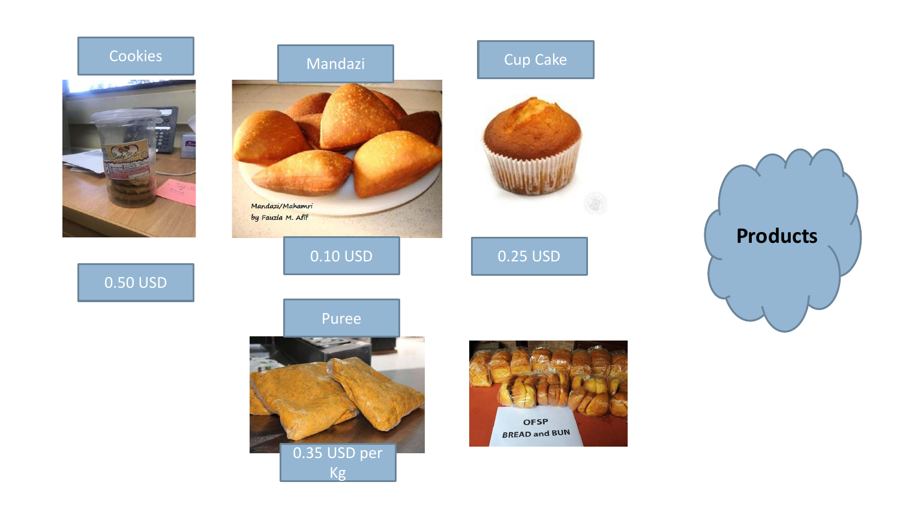# Products

| Product | Price |
| --- | --- |
| Cookies | 0.50 USD |
| Mandazi | 0.10 USD |
| Cup Cake | 0.25 USD |
| Puree | 0.35 USD per Kg |

Mandazi/Mahamri by Fauzia M. Afif

OFSP BREAD and BUN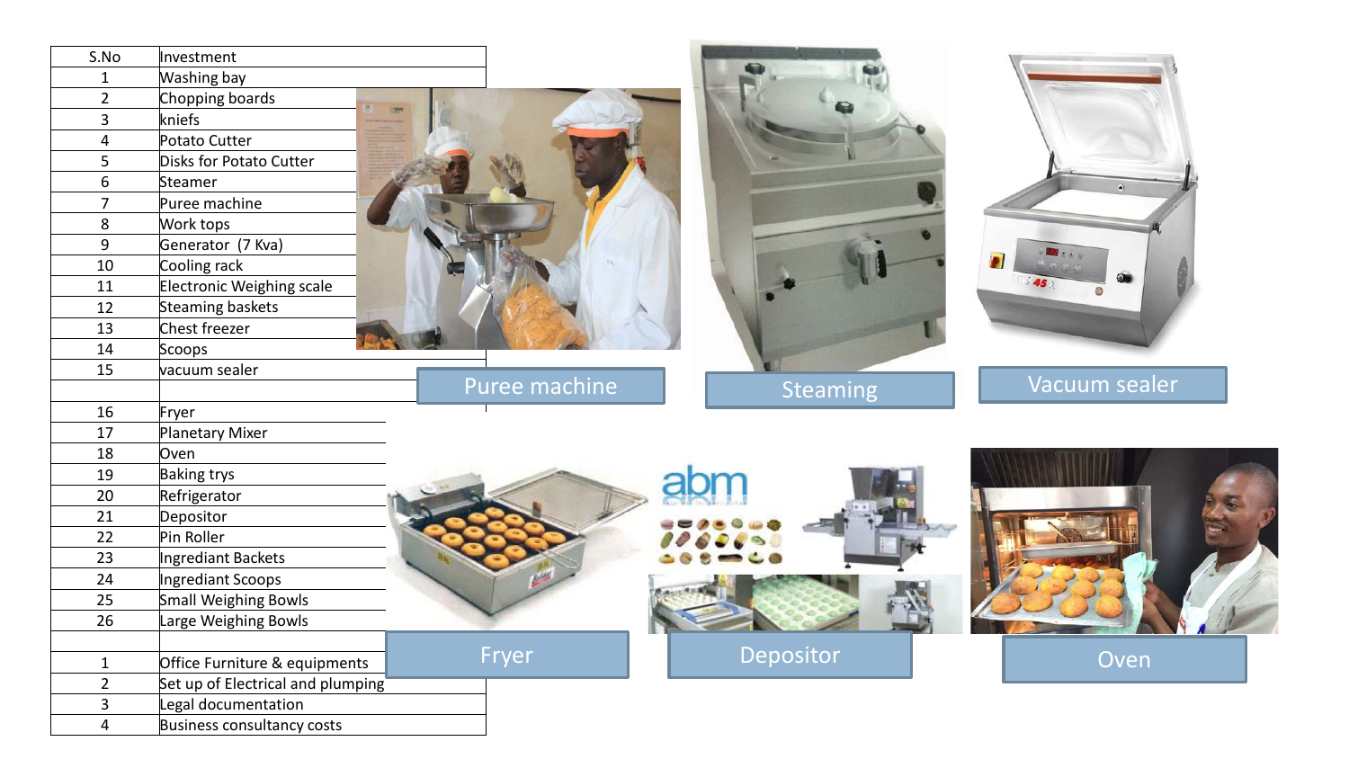| S.No | Investment |
|---|---|
| 1 | Washing bay |
| 2 | Chopping boards |
| 3 | kniefs |
| 4 | Potato Cutter |
| 5 | Disks for Potato Cutter |
| 6 | Steamer |
| 7 | Puree machine |
| 8 | Work tops |
| 9 | Generator (7 Kva) |
| 10 | Cooling rack |
| 11 | Electronic Weighing scale |
| 12 | Steaming baskets |
| 13 | Chest freezer |
| 14 | Scoops |
| 15 | vacuum sealer |
| | |
| 16 | Fryer |
| 17 | Planetary Mixer |
| 18 | Oven |
| 19 | Baking trys |
| 20 | Refrigerator |
| 21 | Depositor |
| 22 | Pin Roller |
| 23 | Ingrediant Backets |
| 24 | Ingrediant Scoops |
| 25 | Small Weighing Bowls |
| 26 | Large Weighing Bowls |
| | |
| 1 | Office Furniture & equipments |
| 2 | Set up of Electrical and plumping |
| 3 | Legal documentation |
| 4 | Business consultancy costs |

Puree machine

Steaming

Vacuum sealer

Fryer

Depositor

Oven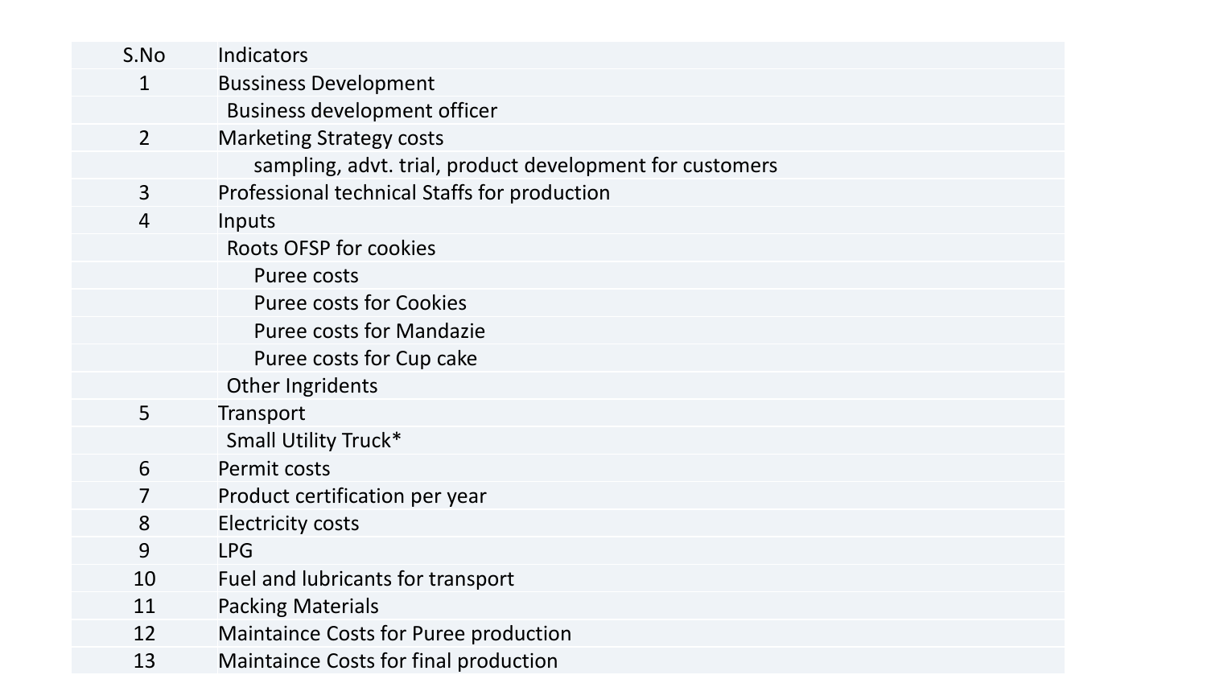| S.No | Indicators |
|---|---|
| 1 | Bussiness Development |
| | Business development officer |
| 2 | Marketing Strategy costs |
| | sampling, advt. trial, product development for customers |
| 3 | Professional technical Staffs for production |
| 4 | Inputs |
| | Roots OFSP for cookies |
| | Puree costs |
| | Puree costs for Cookies |
| | Puree costs for Mandazie |
| | Puree costs for Cup cake |
| | Other Ingridents |
| 5 | Transport |
| | Small Utility Truck* |
| 6 | Permit costs |
| 7 | Product certification per year |
| 8 | Electricity costs |
| 9 | LPG |
| 10 | Fuel and lubricants for transport |
| 11 | Packing Materials |
| 12 | Maintaince Costs for Puree production |
| 13 | Maintaince Costs for final production |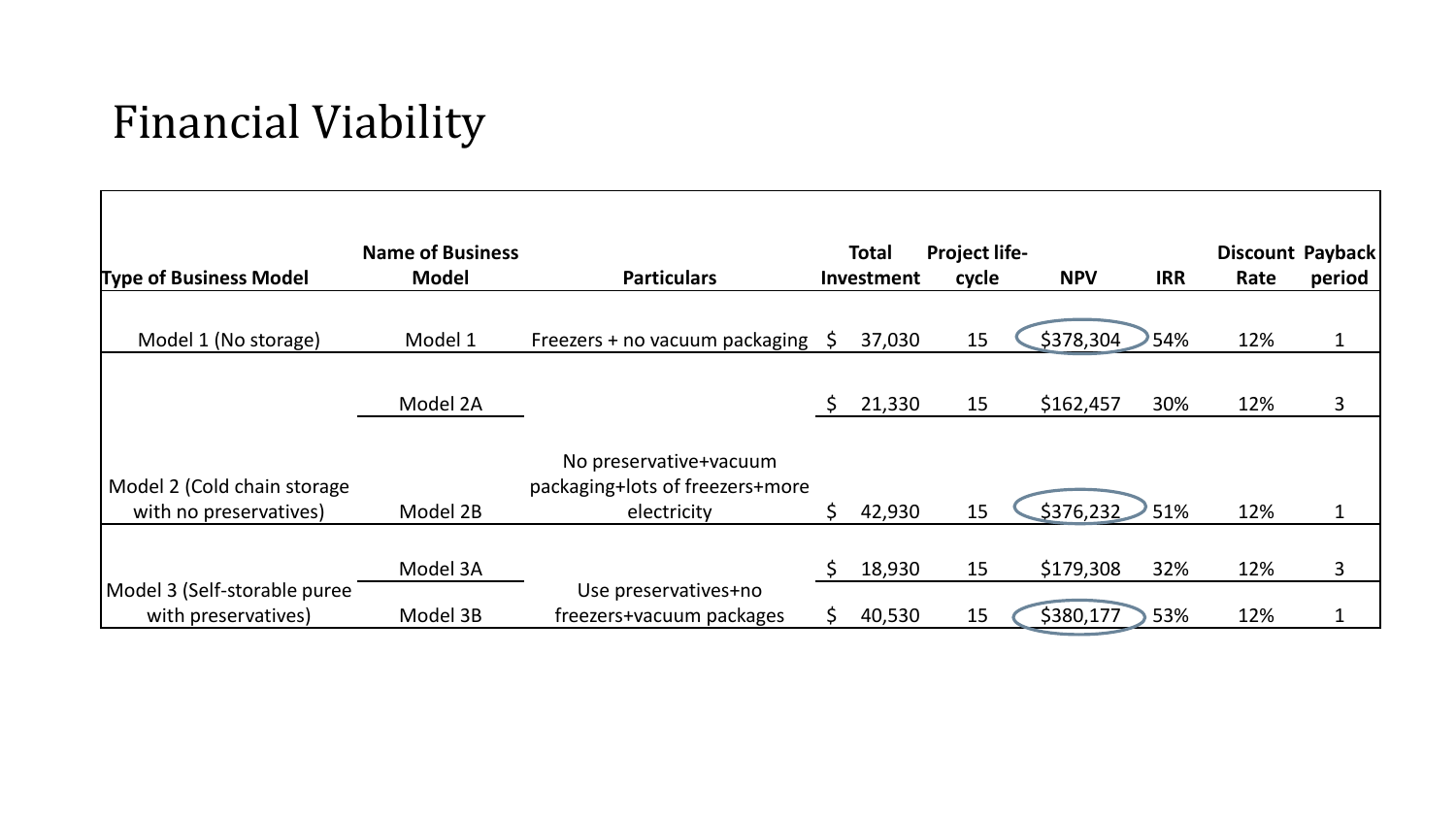# Financial Viability

| Type of Business Model | Name of Business Model | Particulars | Total Investment | Project life-cycle | NPV | IRR | Discount Rate | Payback period |
|---|---|---|---|---|---|---|---|---|
| Model 1 (No storage) | Model 1 | Freezers + no vacuum packaging | $ 37,030 | 15 | $378,304 | 54% | 12% | 1 |
| Model 2 (Cold chain storage with no preservatives) | Model 2A | No preservative+vacuum packaging+lots of freezers+more electricity | $ 21,330 | 15 | $162,457 | 30% | 12% | 3 |
| | Model 2B | | $ 42,930 | 15 | $376,232 | 51% | 12% | 1 |
| Model 3 (Self-storable puree with preservatives) | Model 3A | Use preservatives+no freezers+vacuum packages | $ 18,930 | 15 | $179,308 | 32% | 12% | 3 |
| | Model 3B | | $ 40,530 | 15 | $380,177 | 53% | 12% | 1 |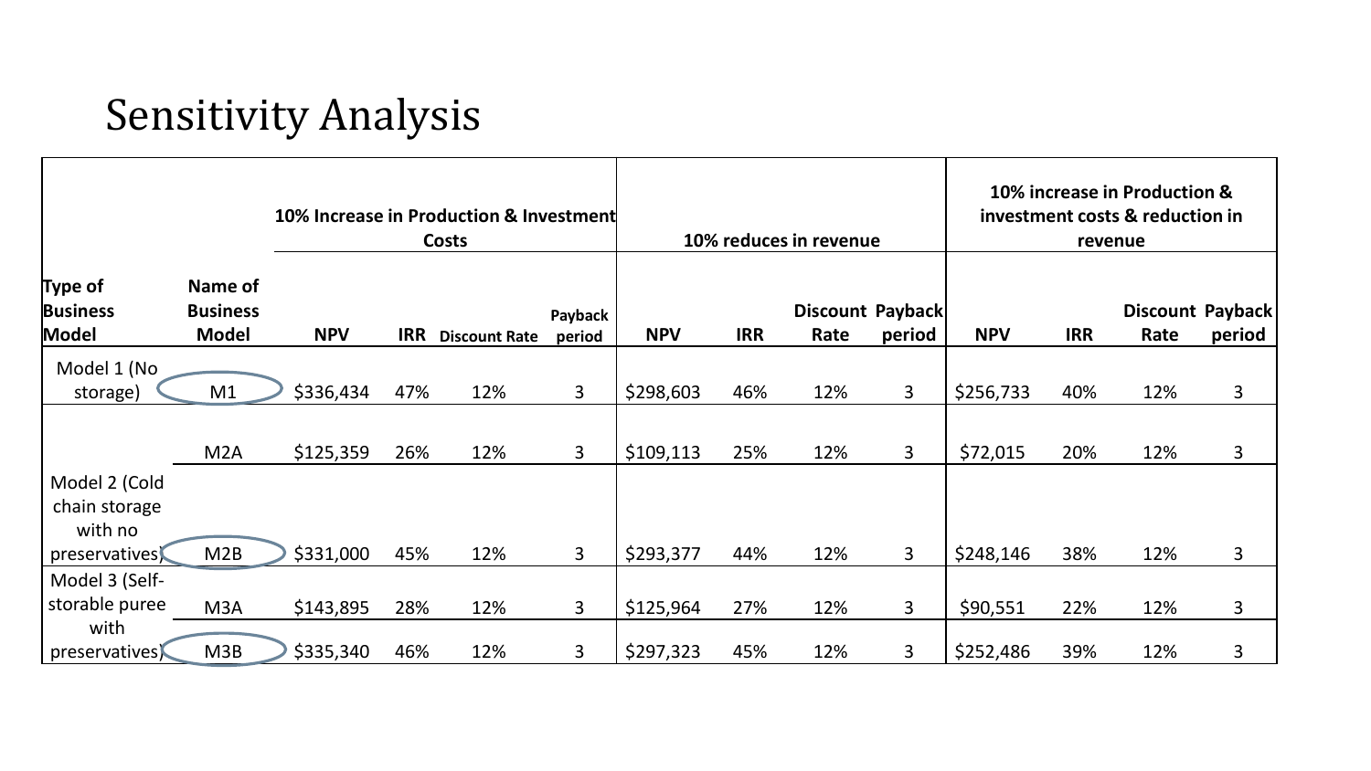# Sensitivity Analysis

| Type of Business Model | Name of Business Model | 10% Increase in Production & Investment Costs | | | | 10% reduces in revenue | | | | 10% increase in Production & investment costs & reduction in revenue | | | |
|---|---|---|---|---|---|---|---|---|---|---|---|---|---|
| | | NPV | IRR | Discount Rate | Payback period | NPV | IRR | Discount Rate | Payback period | NPV | IRR | Discount Rate | Payback period |
| Model 1 (No storage) | M1 | $336,434 | 47% | 12% | 3 | $298,603 | 46% | 12% | 3 | $256,733 | 40% | 12% | 3 |
| Model 2 (Cold chain storage with no preservatives) | M2A | $125,359 | 26% | 12% | 3 | $109,113 | 25% | 12% | 3 | $72,015 | 20% | 12% | 3 |
| | M2B | $331,000 | 45% | 12% | 3 | $293,377 | 44% | 12% | 3 | $248,146 | 38% | 12% | 3 |
| Model 3 (Self-storable puree with preservatives) | M3A | $143,895 | 28% | 12% | 3 | $125,964 | 27% | 12% | 3 | $90,551 | 22% | 12% | 3 |
| | M3B | $335,340 | 46% | 12% | 3 | $297,323 | 45% | 12% | 3 | $252,486 | 39% | 12% | 3 |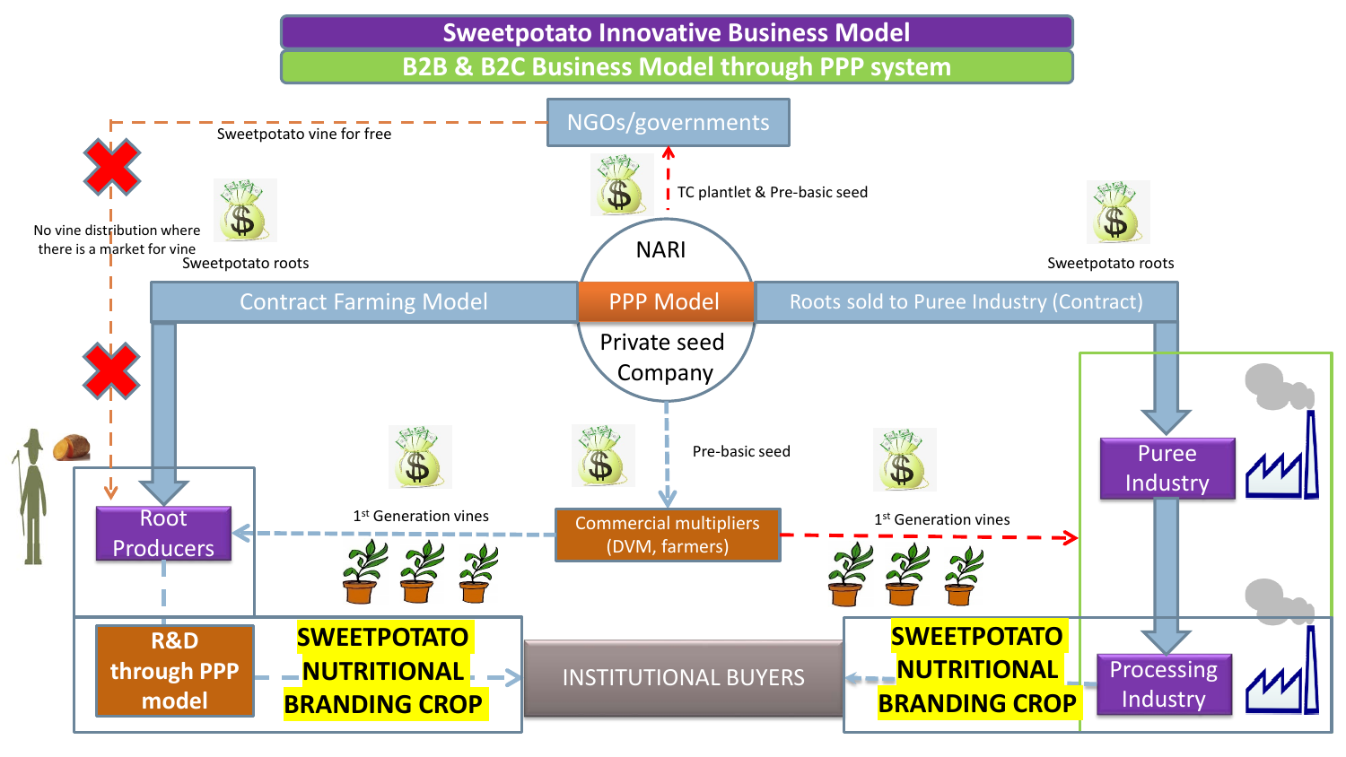# Sweetpotato Innovative Business Model

## B2B & B2C Business Model through PPP system

NGOs/governments

Sweetpotato vine for free

No vine distribution where there is a market for vine

TC plantlet & Pre-basic seed

Sweetpotato roots

Sweetpotato roots

NARI

Contract Farming Model

PPP Model

Roots sold to Puree Industry (Contract)

Private seed Company

Pre-basic seed

Root Producers

1st Generation vines

Commercial multipliers (DVM, farmers)

1st Generation vines

Puree Industry

R&D through PPP model

SWEETPOTATO NUTRITIONAL BRANDING CROP

INSTITUTIONAL BUYERS

SWEETPOTATO NUTRITIONAL BRANDING CROP

Processing Industry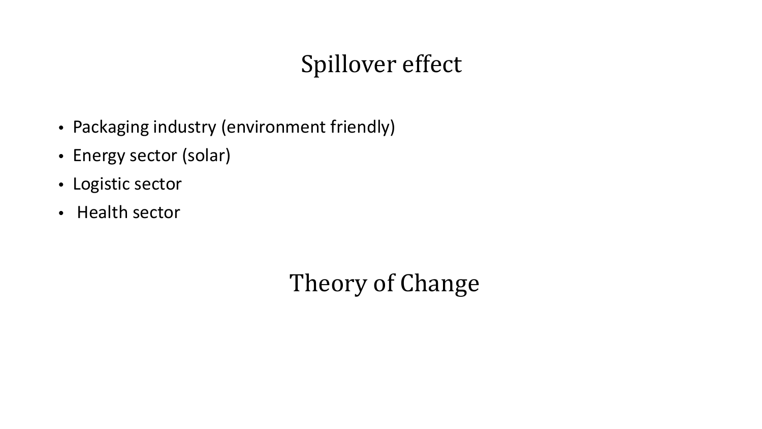# Spillover effect

- Packaging industry (environment friendly)
- Energy sector (solar)
- Logistic sector
- Health sector

# Theory of Change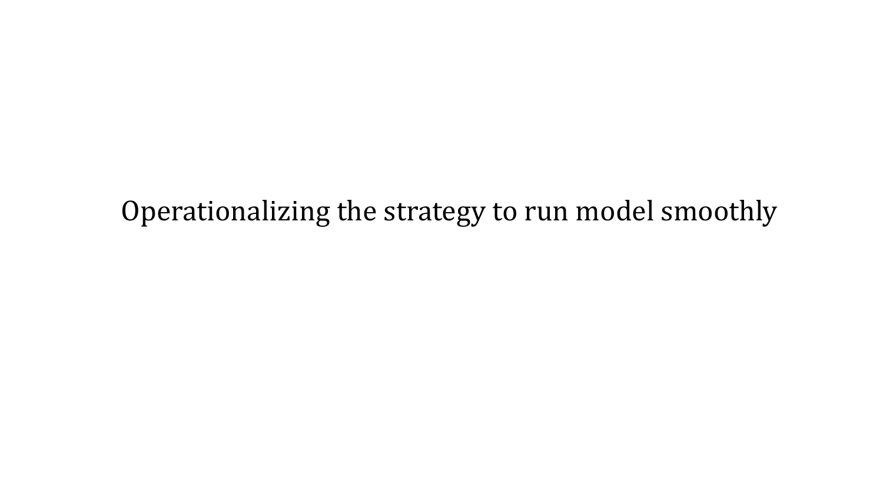# Operationalizing the strategy to run model smoothly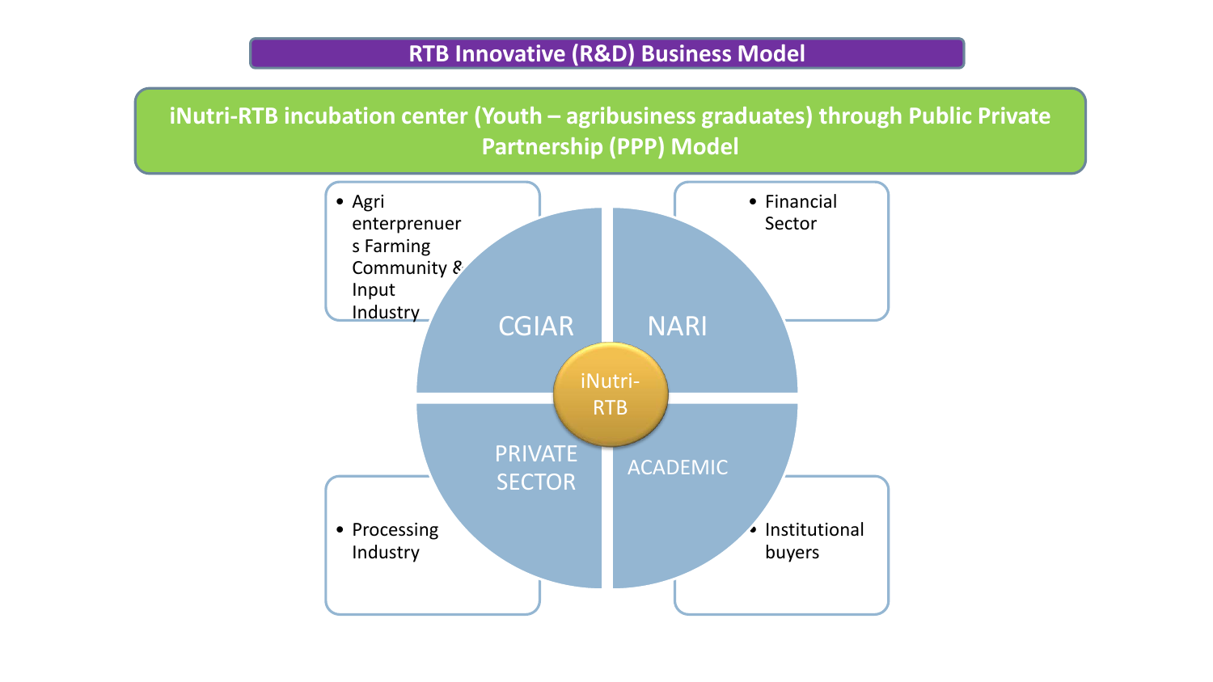# RTB Innovative (R&D) Business Model

## iNutri-RTB incubation center (Youth – agribusiness graduates) through Public Private Partnership (PPP) Model

- Agri enterprenuers Farming Community & Input Industry

- Financial Sector

- Processing Industry

- Institutional buyers

CGIAR

NARI

PRIVATE SECTOR

ACADEMIC

iNutri-RTB